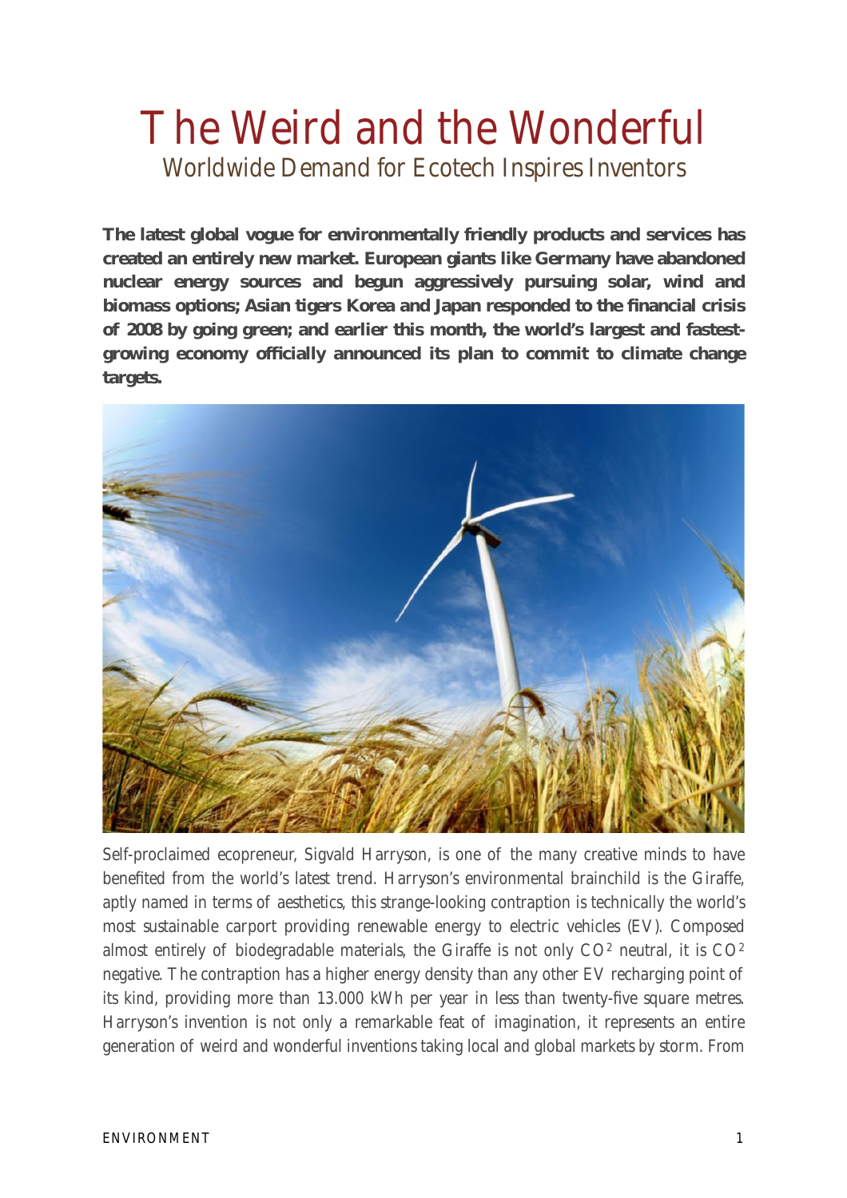# The Weird and the Wonderful

## Worldwide Demand for Ecotech Inspires Inventors

**The latest global vogue for environmentally friendly products and services has created an entirely new market. European giants like Germany have abandoned nuclear energy sources and begun aggressively pursuing solar, wind and biomass options; Asian tigers Korea and Japan responded to the financial crisis of 2008 by going green; and earlier this month, the world's largest and fastest-growing economy officially announced its plan to commit to climate change targets.**

Self-proclaimed ecopreneur, Sigvald Harryson, is one of the many creative minds to have benefited from the world's latest trend. Harryson's environmental brainchild is the Giraffe, aptly named in terms of aesthetics, this strange-looking contraption is technically the world's most sustainable carport providing renewable energy to electric vehicles (EV). Composed almost entirely of biodegradable materials, the Giraffe is not only $CO^2$ neutral, it is $CO^2$ negative. The contraption has a higher energy density than any other EV recharging point of its kind, providing more than 13.000 kWh per year in less than twenty-five square metres. Harryson's invention is not only a remarkable feat of imagination, it represents an entire generation of weird and wonderful inventions taking local and global markets by storm. From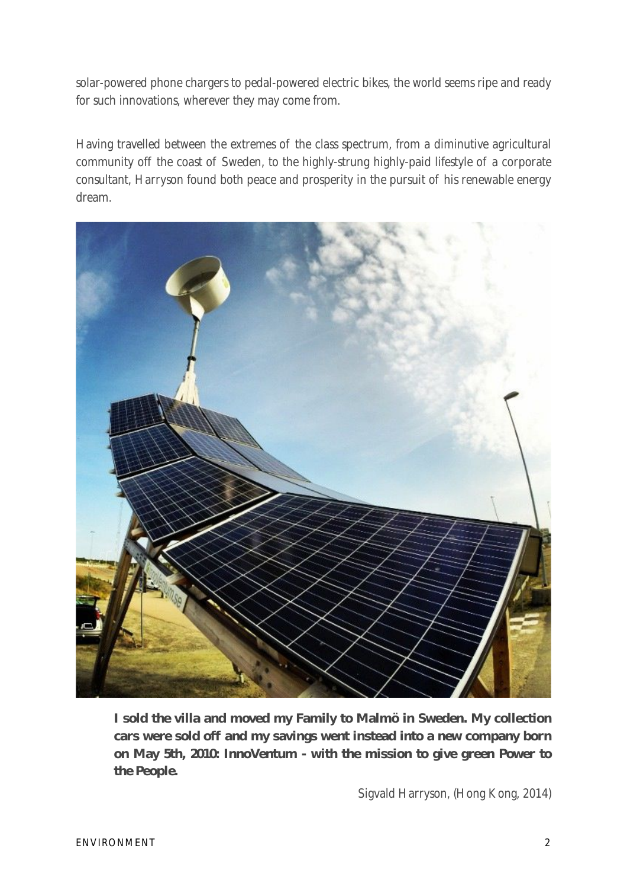solar-powered phone chargers to pedal-powered electric bikes, the world seems ripe and ready for such innovations, wherever they may come from.

Having travelled between the extremes of the class spectrum, from a diminutive agricultural community off the coast of Sweden, to the highly-strung highly-paid lifestyle of a corporate consultant, Harryson found both peace and prosperity in the pursuit of his renewable energy dream.

> **I sold the villa and moved my Family to Malmö in Sweden. My collection cars were sold off and my savings went instead into a new company born on May 5th, 2010: InnoVentum - with the mission to give green Power to the People.**
>
> Sigvald Harryson, (Hong Kong, 2014)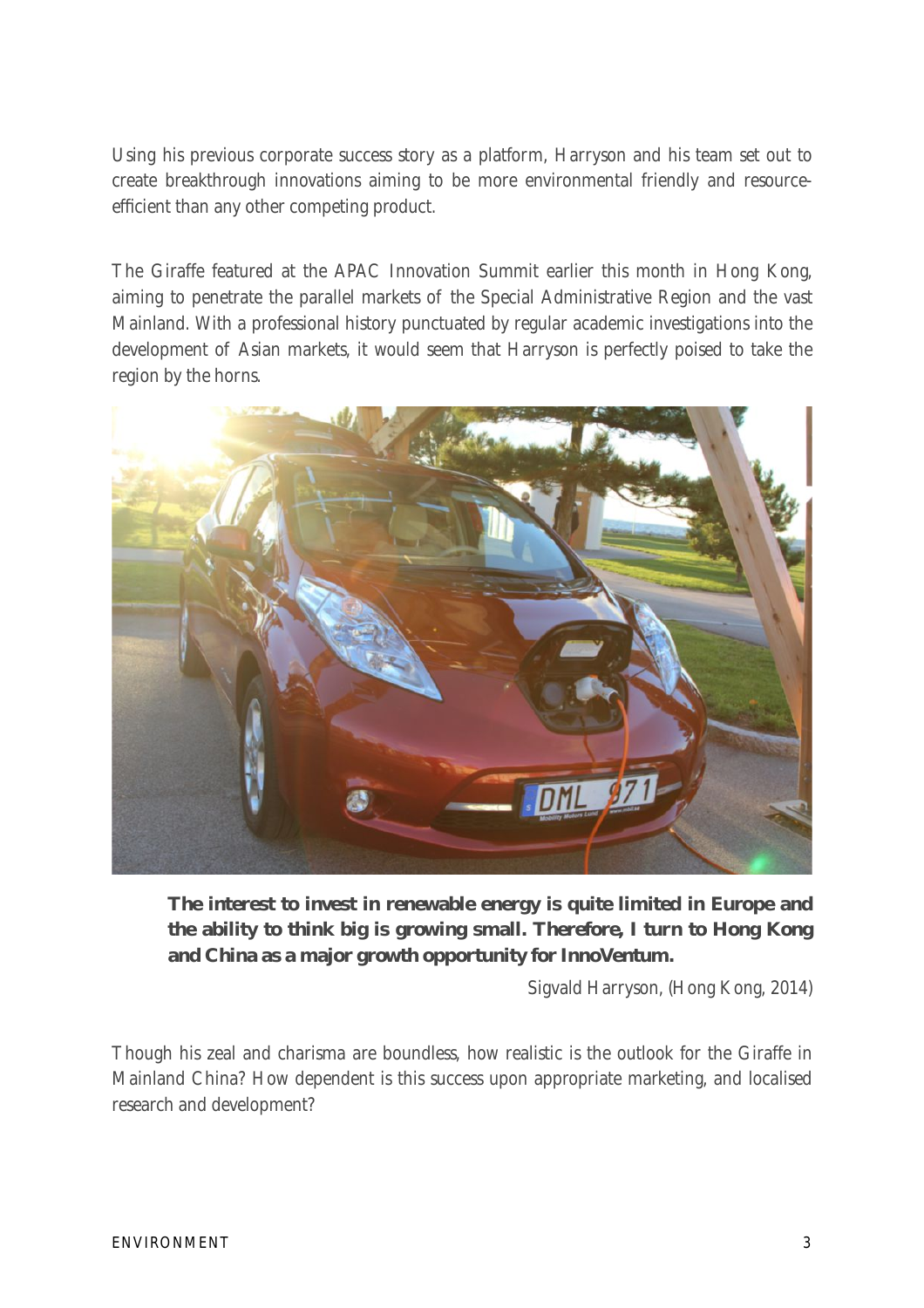Using his previous corporate success story as a platform, Harryson and his team set out to create breakthrough innovations aiming to be more environmental friendly and resource-efficient than any other competing product.

The Giraffe featured at the APAC Innovation Summit earlier this month in Hong Kong, aiming to penetrate the parallel markets of the Special Administrative Region and the vast Mainland. With a professional history punctuated by regular academic investigations into the development of Asian markets, it would seem that Harryson is perfectly poised to take the region by the horns.

> **The interest to invest in renewable energy is quite limited in Europe and the ability to think big is growing small. Therefore, I turn to Hong Kong and China as a major growth opportunity for InnoVentum.**
>
> Sigvald Harryson, (Hong Kong, 2014)

Though his zeal and charisma are boundless, how realistic is the outlook for the Giraffe in Mainland China? How dependent is this success upon appropriate marketing, and localised research and development?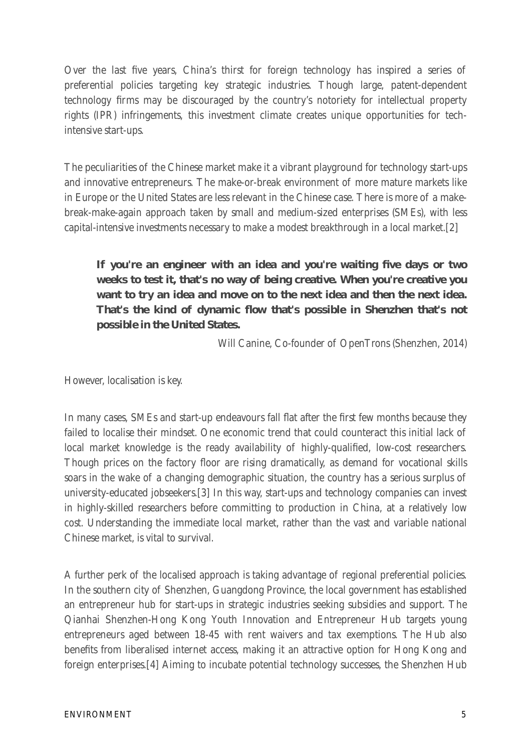Over the last five years, China's thirst for foreign technology has inspired a series of preferential policies targeting key strategic industries. Though large, patent-dependent technology firms may be discouraged by the country's notoriety for intellectual property rights (IPR) infringements, this investment climate creates unique opportunities for tech-intensive start-ups.

The peculiarities of the Chinese market make it a vibrant playground for technology start-ups and innovative entrepreneurs. The make-or-break environment of more mature markets like in Europe or the United States are less relevant in the Chinese case. There is more of a make-break-make-again approach taken by small and medium-sized enterprises (SMEs), with less capital-intensive investments necessary to make a modest breakthrough in a local market.[2]

> **If you're an engineer with an idea and you're waiting five days or two weeks to test it, that's no way of being creative. When you're creative you want to try an idea and move on to the next idea and then the next idea. That's the kind of dynamic flow that's possible in Shenzhen that's not possible in the United States.**
>
> Will Canine, Co-founder of OpenTrons (Shenzhen, 2014)

However, localisation is key.

In many cases, SMEs and start-up endeavours fall flat after the first few months because they failed to localise their mindset. One economic trend that could counteract this initial lack of local market knowledge is the ready availability of highly-qualified, low-cost researchers. Though prices on the factory floor are rising dramatically, as demand for vocational skills soars in the wake of a changing demographic situation, the country has a serious surplus of university-educated jobseekers.[3] In this way, start-ups and technology companies can invest in highly-skilled researchers before committing to production in China, at a relatively low cost. Understanding the immediate local market, rather than the vast and variable national Chinese market, is vital to survival.

A further perk of the localised approach is taking advantage of regional preferential policies. In the southern city of Shenzhen, Guangdong Province, the local government has established an entrepreneur hub for start-ups in strategic industries seeking subsidies and support. The Qianhai Shenzhen-Hong Kong Youth Innovation and Entrepreneur Hub targets young entrepreneurs aged between 18-45 with rent waivers and tax exemptions. The Hub also benefits from liberalised internet access, making it an attractive option for Hong Kong and foreign enterprises.[4] Aiming to incubate potential technology successes, the Shenzhen Hub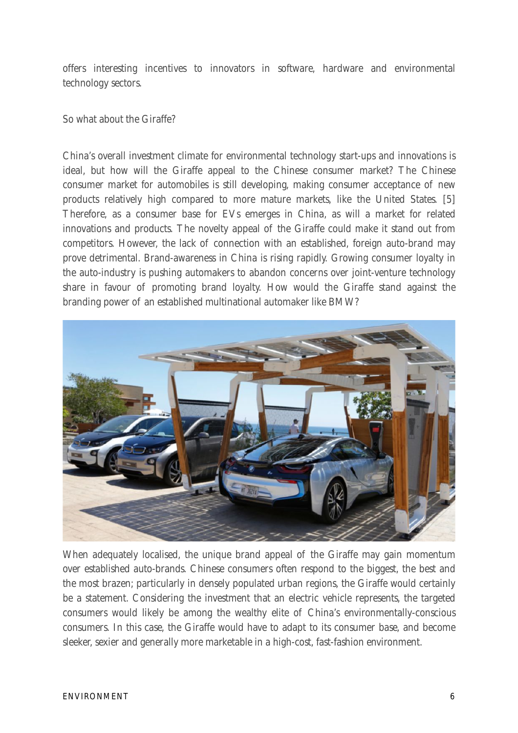offers interesting incentives to innovators in software, hardware and environmental technology sectors.

So what about the Giraffe?

China's overall investment climate for environmental technology start-ups and innovations is ideal, but how will the Giraffe appeal to the Chinese consumer market? The Chinese consumer market for automobiles is still developing, making consumer acceptance of new products relatively high compared to more mature markets, like the United States. [5] Therefore, as a consumer base for EVs emerges in China, as will a market for related innovations and products. The novelty appeal of the Giraffe could make it stand out from competitors. However, the lack of connection with an established, foreign auto-brand may prove detrimental. Brand-awareness in China is rising rapidly. Growing consumer loyalty in the auto-industry is pushing automakers to abandon concerns over joint-venture technology share in favour of promoting brand loyalty. How would the Giraffe stand against the branding power of an established multinational automaker like BMW?

When adequately localised, the unique brand appeal of the Giraffe may gain momentum over established auto-brands. Chinese consumers often respond to the biggest, the best and the most brazen; particularly in densely populated urban regions, the Giraffe would certainly be a statement. Considering the investment that an electric vehicle represents, the targeted consumers would likely be among the wealthy elite of China's environmentally-conscious consumers. In this case, the Giraffe would have to adapt to its consumer base, and become sleeker, sexier and generally more marketable in a high-cost, fast-fashion environment.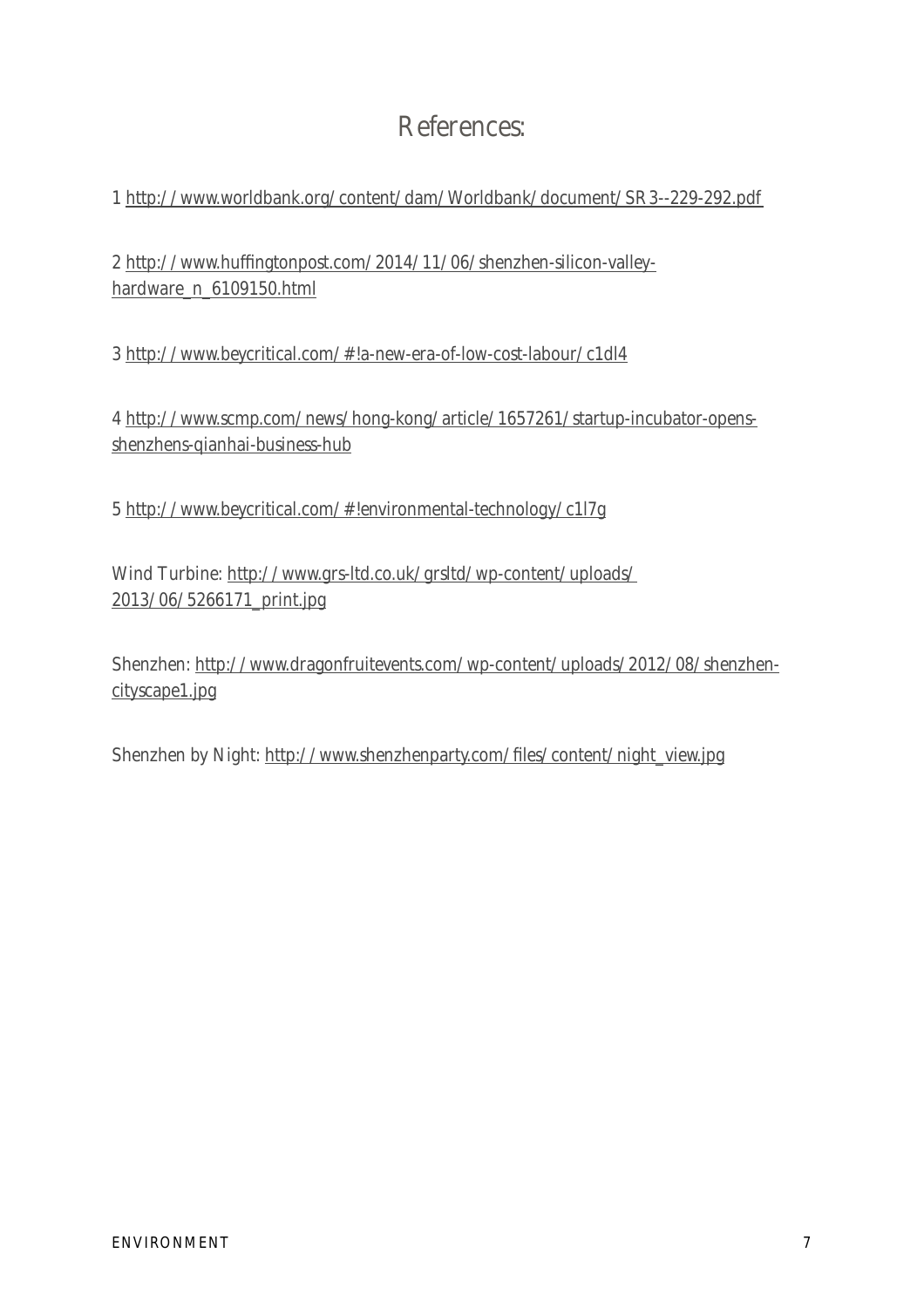# References:

1 http://www.worldbank.org/content/dam/Worldbank/document/SR3--229-292.pdf

2 http://www.huffingtonpost.com/2014/11/06/shenzhen-silicon-valley-hardware_n_6109150.html

3 http://www.beycritical.com/#!a-new-era-of-low-cost-labour/c1dl4

4 http://www.scmp.com/news/hong-kong/article/1657261/startup-incubator-opens-shenzhens-qianhai-business-hub

5 http://www.beycritical.com/#!environmental-technology/c1l7g

Wind Turbine: http://www.grs-ltd.co.uk/grsltd/wp-content/uploads/2013/06/5266171_print.jpg

Shenzhen: http://www.dragonfruitevents.com/wp-content/uploads/2012/08/shenzhen-cityscape1.jpg

Shenzhen by Night: http://www.shenzhenparty.com/files/content/night_view.jpg